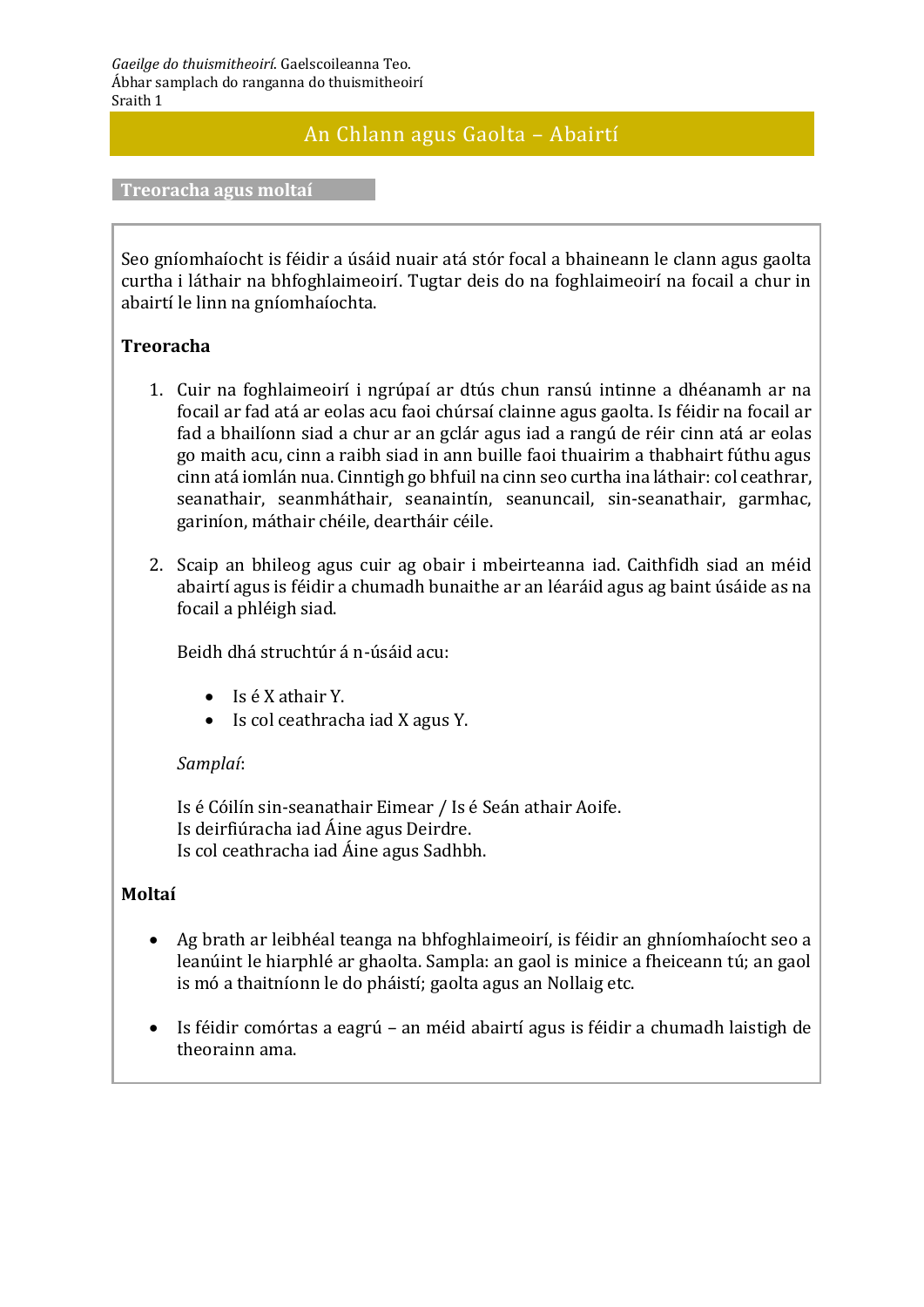*Gaeilge do thuismitheoirí*. Gaelscoileanna Teo.
Ábhar samplach do ranganna do thuismitheoirí
Sraith 1

# An Chlann agus Gaolta – Abairtí

## Treoracha agus moltaí

Seo gníomhaíocht is féidir a úsáid nuair atá stór focal a bhaineann le clann agus gaolta curtha i láthair na bhfoghlaimeoirí. Tugtar deis do na foghlaimeoirí na focail a chur in abairtí le linn na gníomhaíochta.

### Treoracha

1. Cuir na foghlaimeoirí i ngrúpaí ar dtús chun ransú intinne a dhéanamh ar na focail ar fad atá ar eolas acu faoi chúrsaí clainne agus gaolta. Is féidir na focail ar fad a bhailíonn siad a chur ar an gclár agus iad a rangú de réir cinn atá ar eolas go maith acu, cinn a raibh siad in ann buille faoi thuairim a thabhairt fúthu agus cinn atá iomlán nua. Cinntigh go bhfuil na cinn seo curtha ina láthair: col ceathrar, seanathair, seanmháthair, seanaintín, seanuncail, sin-seanathair, garmhac, gariníon, máthair chéile, deartháir céile.

2. Scaip an bhileog agus cuir ag obair i mbeirteanna iad. Caithfidh siad an méid abairtí agus is féidir a chumadh bunaithe ar an léaráid agus ag baint úsáide as na focail a phléigh siad.

   Beidh dhá struchtúr á n-úsáid acu:

   - Is é X athair Y.
   - Is col ceathracha iad X agus Y.

   *Samplaí*:

   Is é Cóilín sin-seanathair Eimear / Is é Seán athair Aoife.
   Is deirfiúracha iad Áine agus Deirdre.
   Is col ceathracha iad Áine agus Sadhbh.

### Moltaí

- Ag brath ar leibhéal teanga na bhfoghlaimeoirí, is féidir an ghníomhaíocht seo a leanúint le hiarphlé ar ghaolta. Sampla: an gaol is minice a fheiceann tú; an gaol is mó a thaitníonn le do pháistí; gaolta agus an Nollaig etc.

- Is féidir comórtas a eagrú – an méid abairtí agus is féidir a chumadh laistigh de theorainn ama.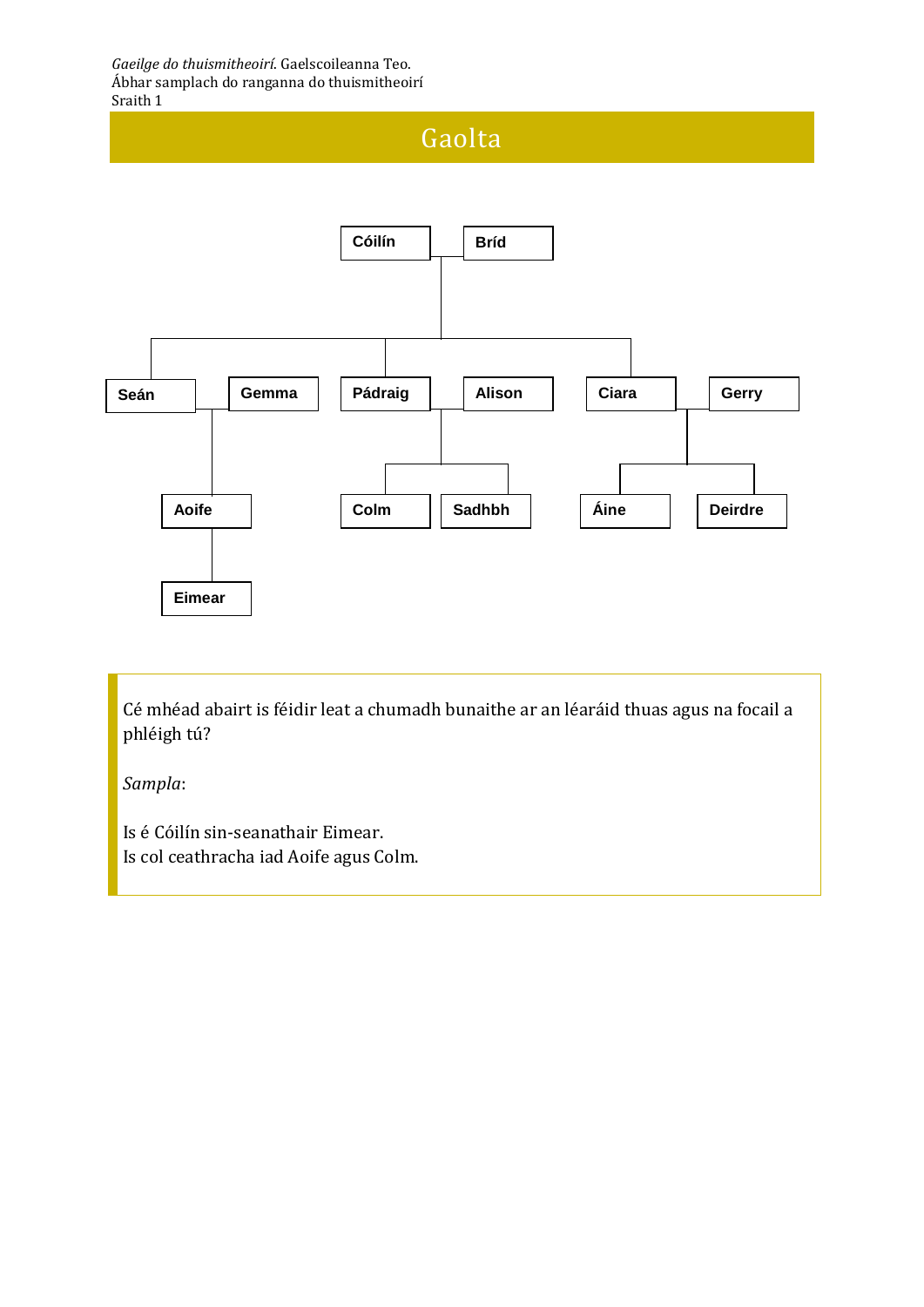*Gaeilge do thuismitheoirí*. Gaelscoileanna Teo.
Ábhar samplach do ranganna do thuismitheoirí
Sraith 1

# Gaolta

Cóilín
Bríd
Seán
Gemma
Pádraig
Alison
Ciara
Gerry
Aoife
Colm
Sadhbh
Áine
Deirdre
Eimear

Cé mhéad abairt is féidir leat a chumadh bunaithe ar an léaráid thuas agus na focail a phléigh tú?

*Sampla*:

Is é Cóilín sin-seanathair Eimear.
Is col ceathracha iad Aoife agus Colm.